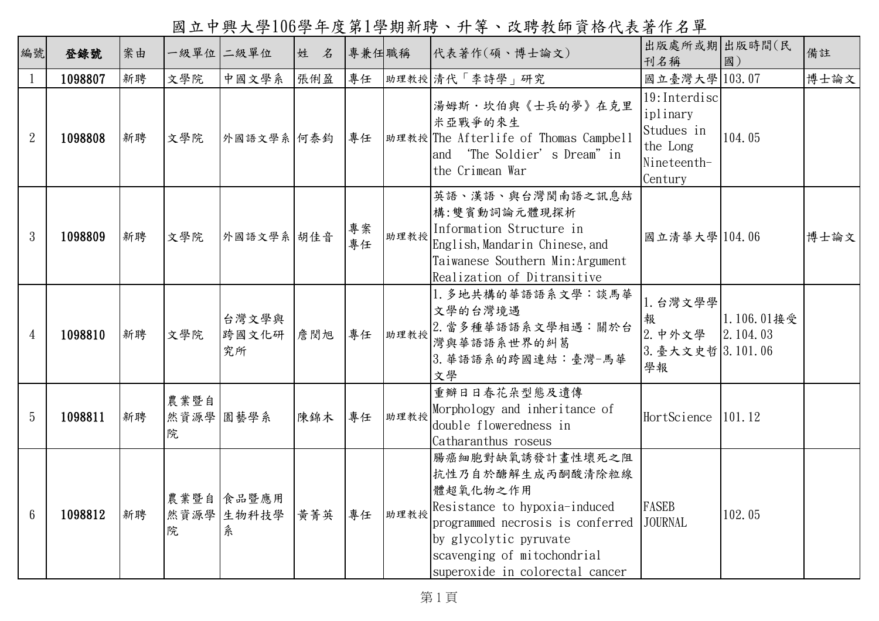# 國立中興大學106學年度第1學期新聘、升等、改聘教師資格代表著作名單

| 編號 | 登錄號 | 案由 | 一級單位 | 二級單位 | 姓　名 | 專兼任 | 職稱 | 代表著作(碩、博士論文) | 出版處所或期刊名稱 | 出版時間(民國) | 備註 |
|---|---|---|---|---|---|---|---|---|---|---|---|
| 1 | **1098807** | 新聘 | 文學院 | 中國文學系 | 張俐盈 | 專任 | 助理教授 | 清代「李詩學」研究 | 國立臺灣大學 | 103.07 | 博士論文 |
| 2 | **1098808** | 新聘 | 文學院 | 外國語文學系 | 何泰鈞 | 專任 | 助理教授 | 湯姆斯．坎伯與《士兵的夢》在克里米亞戰爭的來生 The Afterlife of Thomas Campbell and 'The Soldier' s Dream" in the Crimean War | 19:Interdisciplinary Studues in the Long Nineteenth-Century | 104.05 | |
| 3 | **1098809** | 新聘 | 文學院 | 外國語文學系 | 胡佳音 | 專案專任 | 助理教授 | 英語、漢語、與台灣閩南語之訊息結構:雙賓動詞論元體現探析 Information Structure in English,Mandarin Chinese,and Taiwanese Southern Min:Argument Realization of Ditransitive | 國立清華大學 | 104.06 | 博士論文 |
| 4 | **1098810** | 新聘 | 文學院 | 台灣文學與跨國文化研究所 | 詹閔旭 | 專任 | 助理教授 | 1.多地共構的華語語系文學：談馬華文學的台灣境遇<br>2.當多種華語語系文學相遇：關於台灣與華語語系世界的糾葛<br>3.華語語系的跨國連結：臺灣-馬華文學 | 1.台灣文學學報<br>2.中外文學<br>3.臺大文史哲學報 | 1.106.01接受<br>2.104.03<br>3.101.06 | |
| 5 | **1098811** | 新聘 | 農業暨自然資源學院 | 園藝學系 | 陳錦木 | 專任 | 助理教授 | 重辦日日春花朵型態及遺傳 Morphology and inheritance of double floweredness in Catharanthus roseus | HortScience | 101.12 | |
| 6 | **1098812** | 新聘 | 農業暨自然資源學院 | 食品暨應用生物科技學系 | 黃菁英 | 專任 | 助理教授 | 腸癌細胞對缺氧誘發計畫性壞死之阻抗性乃自於醣解生成丙酮酸清除粒線體超氧化物之作用 Resistance to hypoxia-induced programmed necrosis is conferred by glycolytic pyruvate scavenging of mitochondrial superoxide in colorectal cancer | FASEB JOURNAL | 102.05 | |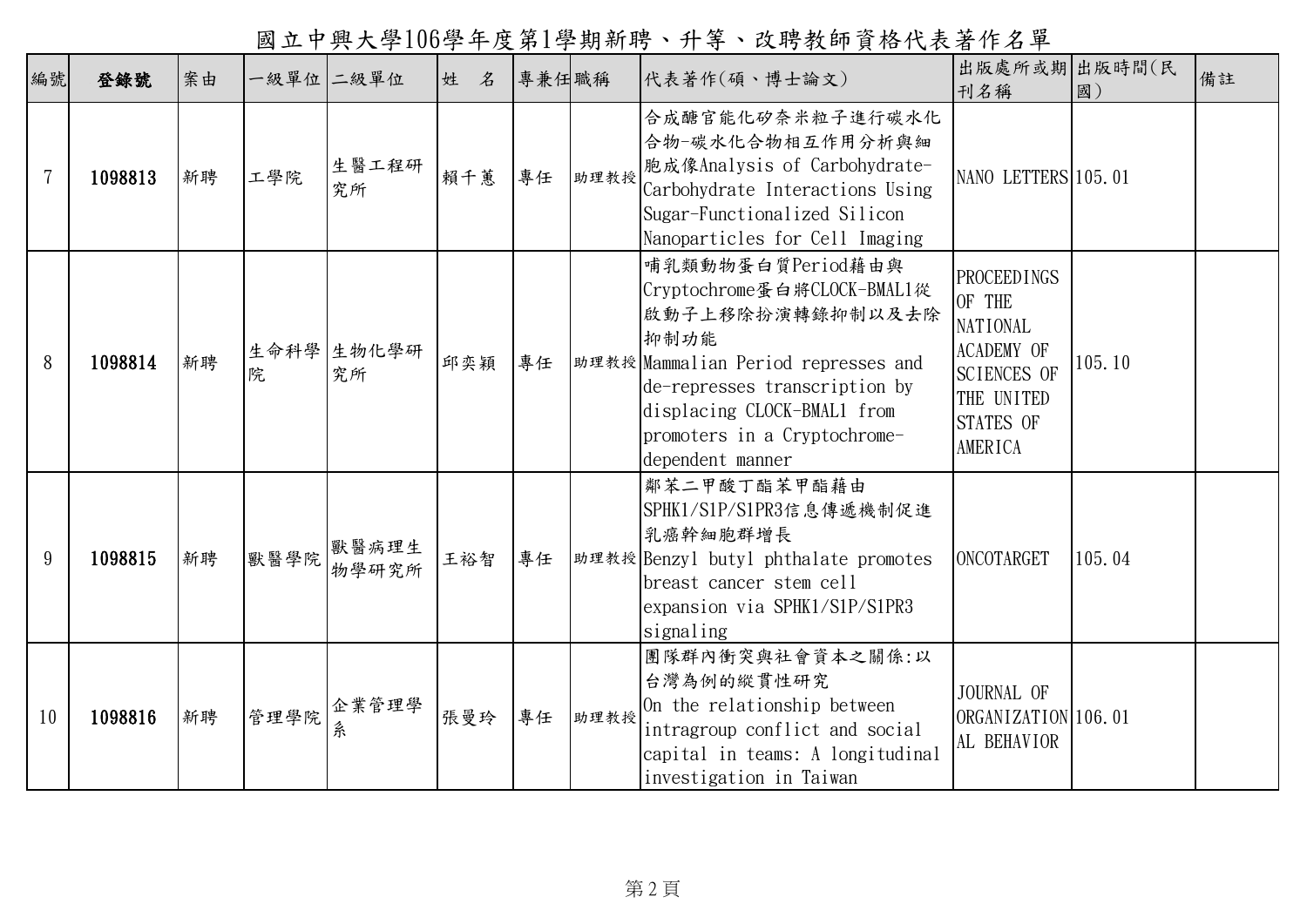# 國立中興大學106學年度第1學期新聘、升等、改聘教師資格代表著作名單

| 編號 | 登錄號 | 案由 | 一級單位 | 二級單位 | 姓　名 | 專兼任 | 職稱 | 代表著作(碩、博士論文) | 出版處所或期刊名稱 | 出版時間(民國) | 備註 |
|---|---|---|---|---|---|---|---|---|---|---|---|
| 7 | **1098813** | 新聘 | 工學院 | 生醫工程研究所 | 賴千蕙 | 專任 | 助理教授 | 合成醣官能化矽奈米粒子進行碳水化合物-碳水化合物相互作用分析與細胞成像Analysis of Carbohydrate-Carbohydrate Interactions Using Sugar-Functionalized Silicon Nanoparticles for Cell Imaging | NANO LETTERS | 105.01 | |
| 8 | **1098814** | 新聘 | 生命科學院 | 生物化學研究所 | 邱奕穎 | 專任 | 助理教授 | 哺乳類動物蛋白質Period藉由與Cryptochrome蛋白將CLOCK-BMAL1從啟動子上移除扮演轉錄抑制以及去除抑制功能 Mammalian Period represses and de-represses transcription by displacing CLOCK-BMAL1 from promoters in a Cryptochrome-dependent manner | PROCEEDINGS OF THE NATIONAL ACADEMY OF SCIENCES OF THE UNITED STATES OF AMERICA | 105.10 | |
| 9 | **1098815** | 新聘 | 獸醫學院 | 獸醫病理生物學研究所 | 王裕智 | 專任 | 助理教授 | 鄰苯二甲酸丁酯苯甲酯藉由SPHK1/S1P/S1PR3信息傳遞機制促進乳癌幹細胞群增長 Benzyl butyl phthalate promotes breast cancer stem cell expansion via SPHK1/S1P/S1PR3 signaling | ONCOTARGET | 105.04 | |
| 10 | **1098816** | 新聘 | 管理學院 | 企業管理學系 | 張曼玲 | 專任 | 助理教授 | 團隊群內衝突與社會資本之關係:以台灣為例的縱貫性研究 On the relationship between intragroup conflict and social capital in teams: A longitudinal investigation in Taiwan | JOURNAL OF ORGANIZATIONAL BEHAVIOR | 106.01 | |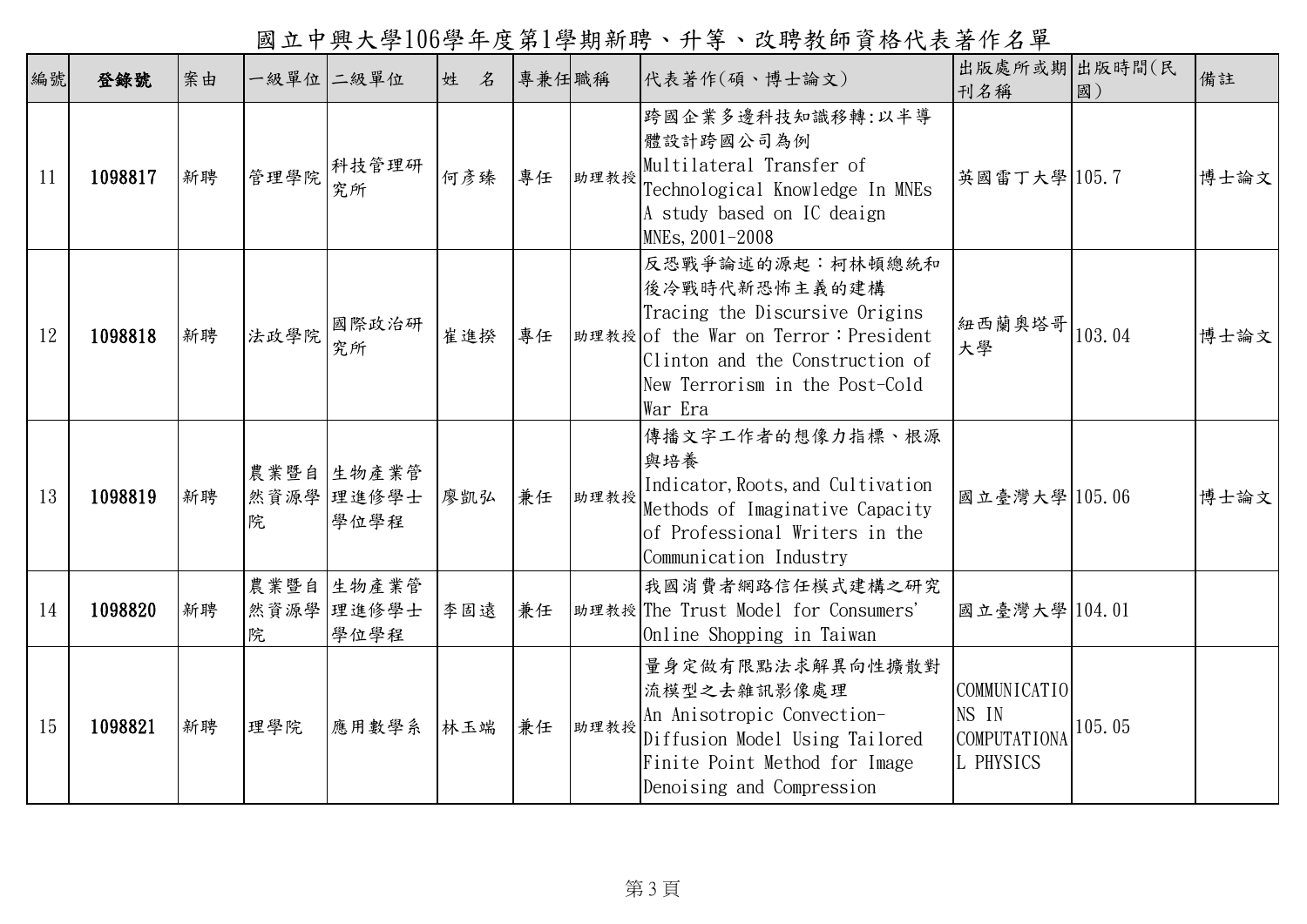# 國立中興大學106學年度第1學期新聘、升等、改聘教師資格代表著作名單

| 編號 | 登錄號 | 案由 | 一級單位 | 二級單位 | 姓　名 | 專兼任 | 職稱 | 代表著作(碩、博士論文) | 出版處所或期刊名稱 | 出版時間(民國) | 備註 |
|---|---|---|---|---|---|---|---|---|---|---|---|
| 11 | **1098817** | 新聘 | 管理學院 | 科技管理研究所 | 何彥臻 | 專任 | 助理教授 | 跨國企業多邊科技知識移轉:以半導體設計跨國公司為例 Multilateral Transfer of Technological Knowledge In MNEs A study based on IC deaign MNEs, 2001-2008 | 英國雷丁大學 | 105.7 | 博士論文 |
| 12 | **1098818** | 新聘 | 法政學院 | 國際政治研究所 | 崔進揆 | 專任 | 助理教授 | 反恐戰爭論述的源起：柯林頓總統和後冷戰時代新恐怖主義的建構 Tracing the Discursive Origins of the War on Terror：President Clinton and the Construction of New Terrorism in the Post-Cold War Era | 紐西蘭奧塔哥大學 | 103.04 | 博士論文 |
| 13 | **1098819** | 新聘 | 農業暨自然資源學院 | 生物產業管理進修學士學位學程 | 廖凱弘 | 兼任 | 助理教授 | 傳播文字工作者的想像力指標、根源與培養 Indicator, Roots, and Cultivation Methods of Imaginative Capacity of Professional Writers in the Communication Industry | 國立臺灣大學 | 105.06 | 博士論文 |
| 14 | **1098820** | 新聘 | 農業暨自然資源學院 | 生物產業管理進修學士學位學程 | 李固遠 | 兼任 | 助理教授 | 我國消費者網路信任模式建構之研究 The Trust Model for Consumers' Online Shopping in Taiwan | 國立臺灣大學 | 104.01 | |
| 15 | **1098821** | 新聘 | 理學院 | 應用數學系 | 林玉端 | 兼任 | 助理教授 | 量身定做有限點法求解異向性擴散對流模型之去雜訊影像處理 An Anisotropic Convection-Diffusion Model Using Tailored Finite Point Method for Image Denoising and Compression | COMMUNICATIONS IN COMPUTATIONAL PHYSICS | 105.05 | |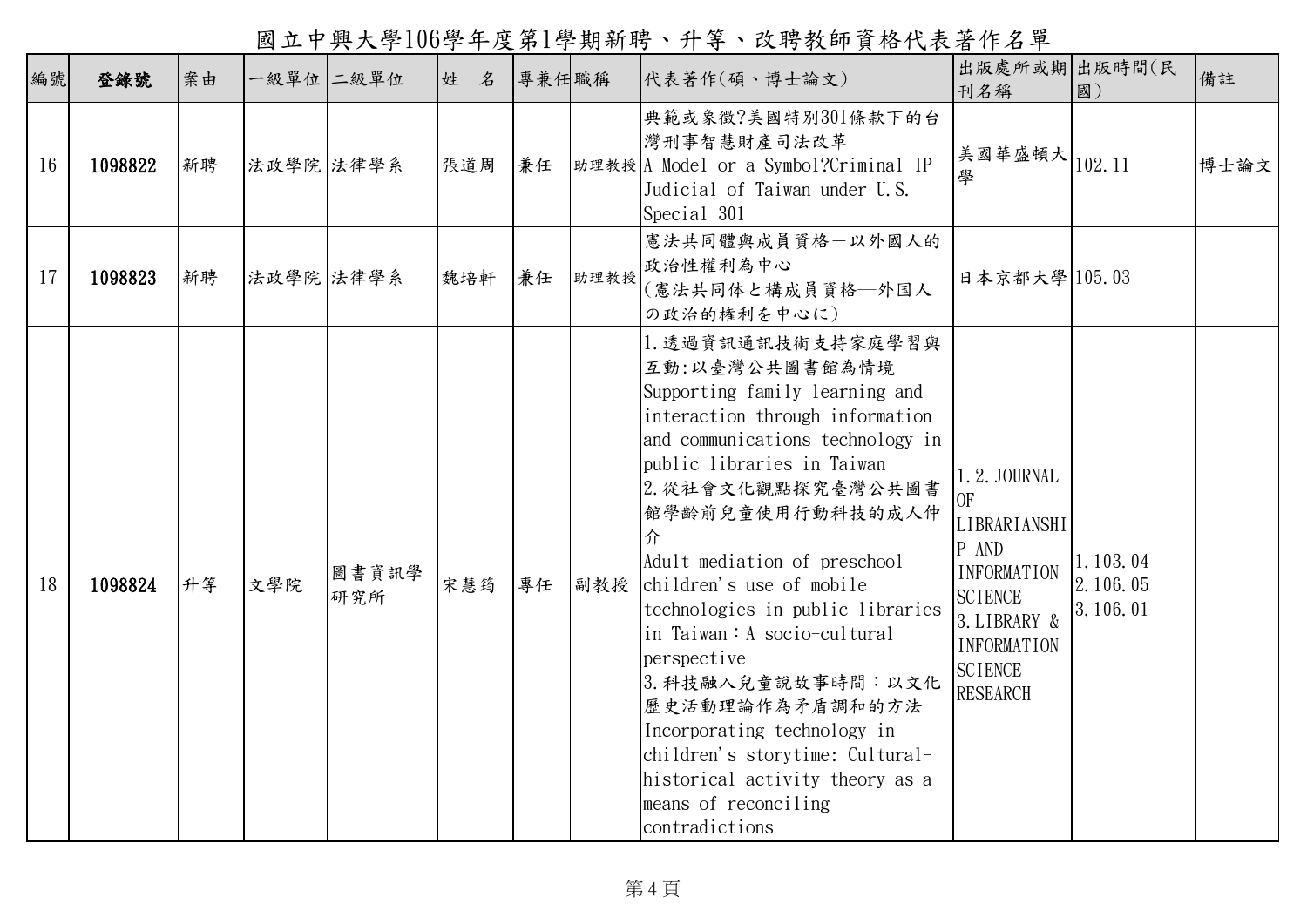# 國立中興大學106學年度第1學期新聘、升等、改聘教師資格代表著作名單

| 編號 | 登錄號 | 案由 | 一級單位 | 二級單位 | 姓　名 | 專兼任 | 職稱 | 代表著作(碩、博士論文) | 出版處所或期刊名稱 | 出版時間(民國) | 備註 |
|---|---|---|---|---|---|---|---|---|---|---|---|
| 16 | 1098822 | 新聘 | 法政學院 | 法律學系 | 張道周 | 兼任 | 助理教授 | 典範或象徵?美國特別301條款下的台灣刑事智慧財產司法改革<br>A Model or a Symbol?Criminal IP Judicial of Taiwan under U.S. Special 301 | 美國華盛頓大學 | 102.11 | 博士論文 |
| 17 | 1098823 | 新聘 | 法政學院 | 法律學系 | 魏培軒 | 兼任 | 助理教授 | 憲法共同體與成員資格－以外國人的政治性權利為中心<br>(憲法共同体と構成員資格—外国人の政治的権利を中心に) | 日本京都大學 | 105.03 | |
| 18 | 1098824 | 升等 | 文學院 | 圖書資訊學研究所 | 宋慧筠 | 專任 | 副教授 | 1.透過資訊通訊技術支持家庭學習與互動:以臺灣公共圖書館為情境<br>Supporting family learning and interaction through information and communications technology in public libraries in Taiwan<br>2.從社會文化觀點探究臺灣公共圖書館學齡前兒童使用行動科技的成人仲介<br>Adult mediation of preschool children's use of mobile technologies in public libraries in Taiwan：A socio-cultural perspective<br>3.科技融入兒童說故事時間：以文化歷史活動理論作為矛盾調和的方法<br>Incorporating technology in children's storytime: Cultural-historical activity theory as a means of reconciling contradictions | 1.2.JOURNAL OF LIBRARIANSHIP AND INFORMATION SCIENCE<br>3.LIBRARY & INFORMATION SCIENCE RESEARCH | 1.103.04<br>2.106.05<br>3.106.01 | |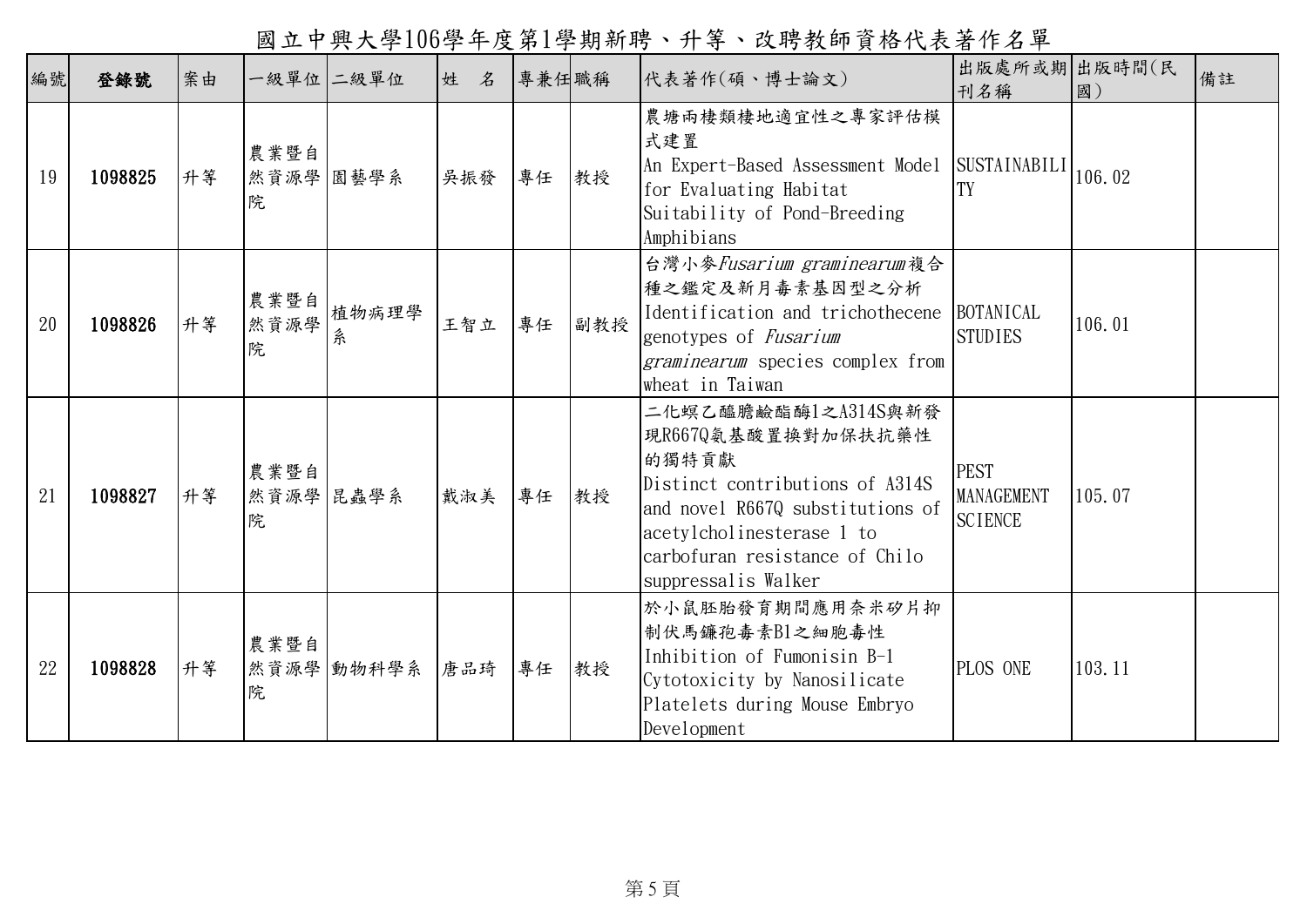# 國立中興大學106學年度第1學期新聘、升等、改聘教師資格代表著作名單

| 編號 | 登錄號 | 案由 | 一級單位 | 二級單位 | 姓　名 | 專兼任 | 職稱 | 代表著作(碩、博士論文) | 出版處所或期刊名稱 | 出版時間(民國) | 備註 |
|---|---|---|---|---|---|---|---|---|---|---|---|
| 19 | **1098825** | 升等 | 農業暨自然資源學院 | 園藝學系 | 吳振發 | 專任 | 教授 | 農塘兩棲類棲地適宜性之專家評估模式建置<br>An Expert-Based Assessment Model for Evaluating Habitat Suitability of Pond-Breeding Amphibians | SUSTAINABILITY | 106.02 | |
| 20 | **1098826** | 升等 | 農業暨自然資源學院 | 植物病理學系 | 王智立 | 專任 | 副教授 | 台灣小麥*Fusarium graminearum*複合種之鑑定及新月毒素基因型之分析<br>Identification and trichothecene genotypes of *Fusarium graminearum* species complex from wheat in Taiwan | BOTANICAL STUDIES | 106.01 | |
| 21 | **1098827** | 升等 | 農業暨自然資源學院 | 昆蟲學系 | 戴淑美 | 專任 | 教授 | 二化螟乙醯膽鹼酯酶1之A314S與新發現R667Q氨基酸置換對加保扶抗藥性的獨特貢獻<br>Distinct contributions of A314S and novel R667Q substitutions of acetylcholinesterase 1 to carbofuran resistance of Chilo suppressalis Walker | PEST MANAGEMENT SCIENCE | 105.07 | |
| 22 | **1098828** | 升等 | 農業暨自然資源學院 | 動物科學系 | 唐品琦 | 專任 | 教授 | 於小鼠胚胎發育期間應用奈米矽片抑制伏馬鐮孢毒素B1之細胞毒性<br>Inhibition of Fumonisin B-1 Cytotoxicity by Nanosilicate Platelets during Mouse Embryo Development | PLOS ONE | 103.11 | |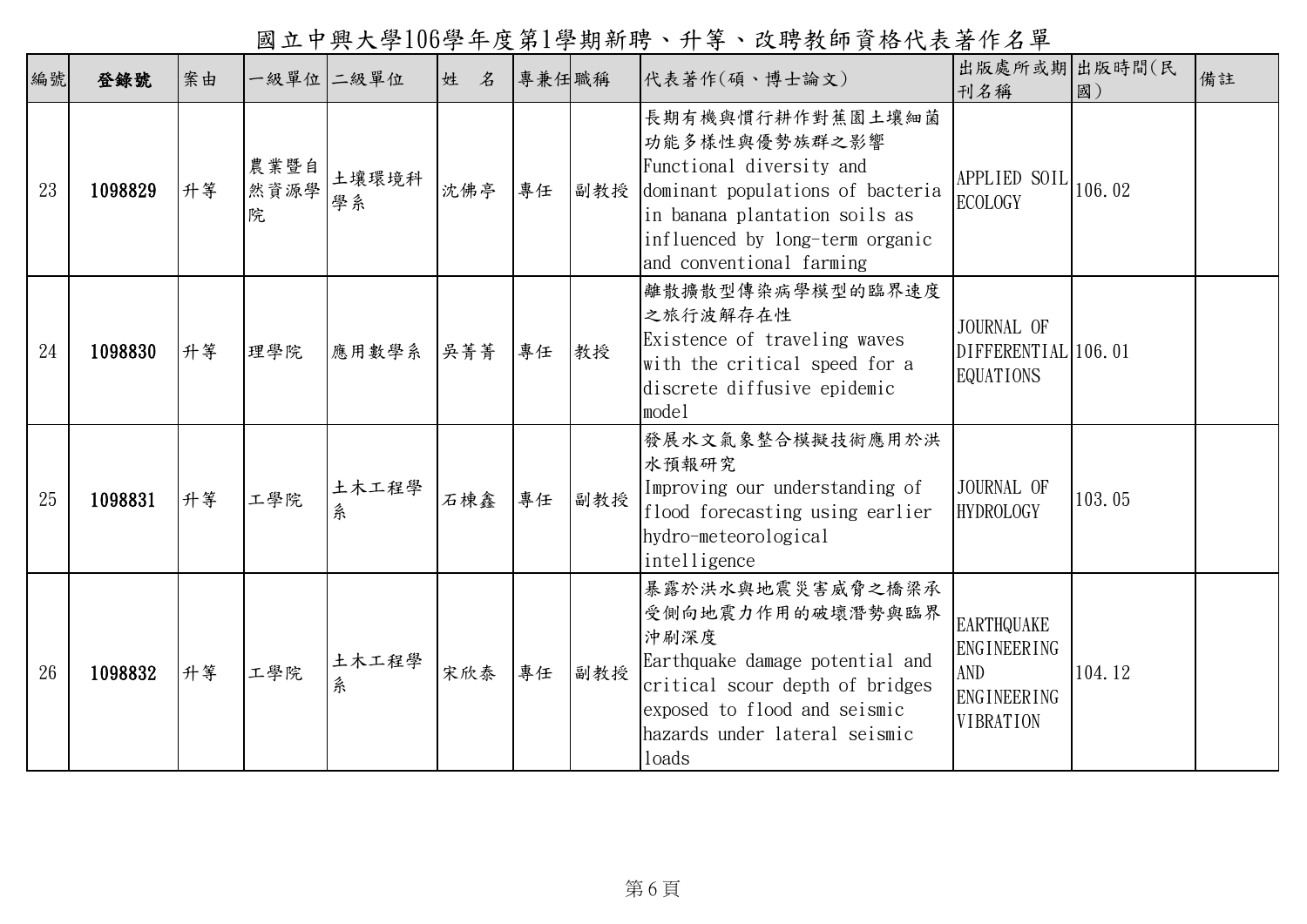# 國立中興大學106學年度第1學期新聘、升等、改聘教師資格代表著作名單

| 編號 | 登錄號 | 案由 | 一級單位 | 二級單位 | 姓　名 | 專兼任 | 職稱 | 代表著作(碩、博士論文) | 出版處所或期刊名稱 | 出版時間(民國) | 備註 |
|---|---|---|---|---|---|---|---|---|---|---|---|
| 23 | **1098829** | 升等 | 農業暨自然資源學院 | 土壤環境科學系 | 沈佛亭 | 專任 | 副教授 | 長期有機與慣行耕作對蕉園土壤細菌功能多樣性與優勢族群之影響 Functional diversity and dominant populations of bacteria in banana plantation soils as influenced by long-term organic and conventional farming | APPLIED SOIL ECOLOGY | 106.02 | |
| 24 | **1098830** | 升等 | 理學院 | 應用數學系 | 吳菁菁 | 專任 | 教授 | 離散擴散型傳染病學模型的臨界速度之旅行波解存在性 Existence of traveling waves with the critical speed for a discrete diffusive epidemic model | JOURNAL OF DIFFERENTIAL EQUATIONS | 106.01 | |
| 25 | **1098831** | 升等 | 工學院 | 土木工程學系 | 石棟鑫 | 專任 | 副教授 | 發展水文氣象整合模擬技術應用於洪水預報研究 Improving our understanding of flood forecasting using earlier hydro-meteorological intelligence | JOURNAL OF HYDROLOGY | 103.05 | |
| 26 | **1098832** | 升等 | 工學院 | 土木工程學系 | 宋欣泰 | 專任 | 副教授 | 暴露於洪水與地震災害威脅之橋梁承受側向地震力作用的破壞潛勢與臨界沖刷深度 Earthquake damage potential and critical scour depth of bridges exposed to flood and seismic hazards under lateral seismic loads | EARTHQUAKE ENGINEERING AND ENGINEERING VIBRATION | 104.12 | |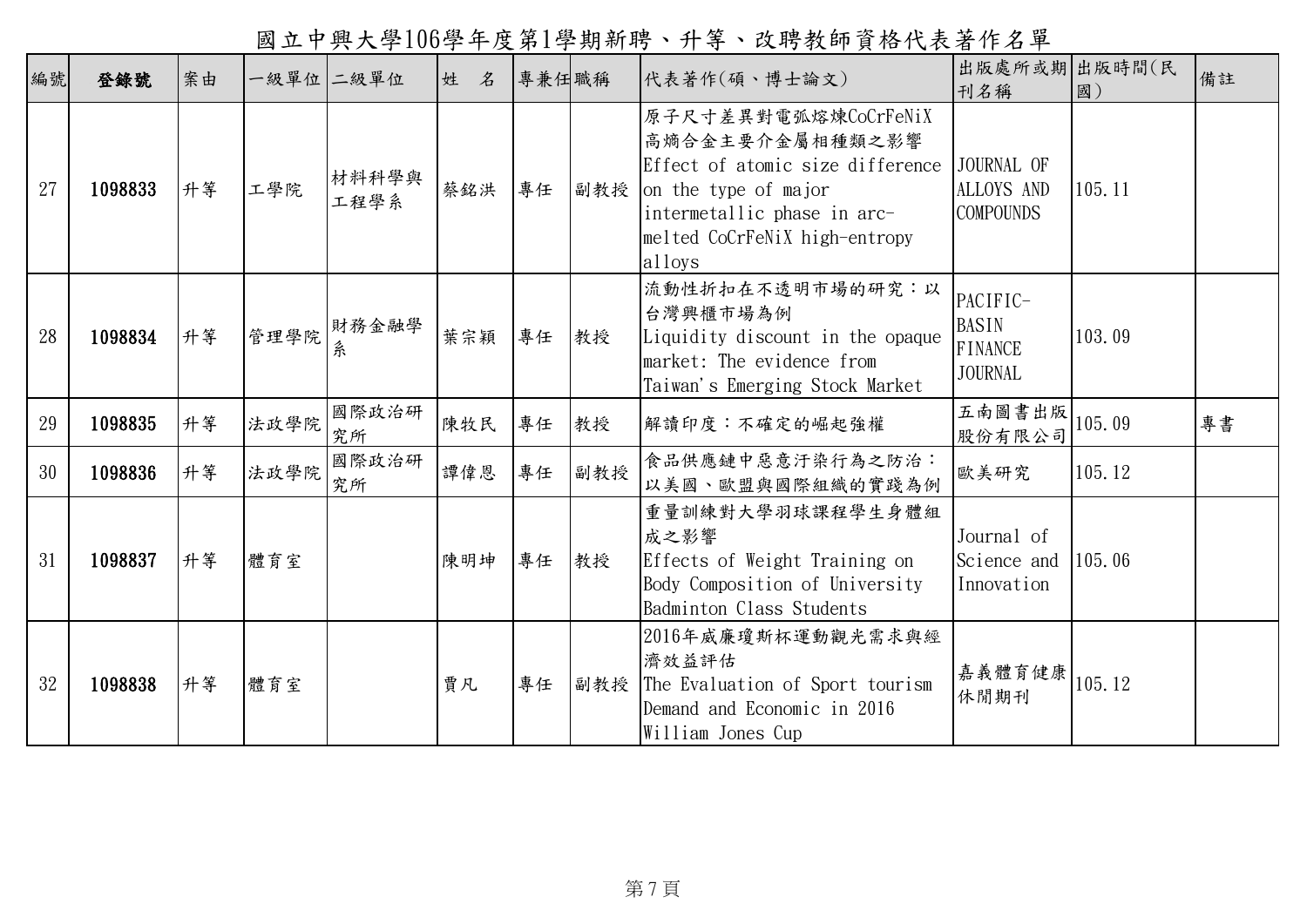# 國立中興大學106學年度第1學期新聘、升等、改聘教師資格代表著作名單

| 編號 | 登錄號 | 案由 | 一級單位 | 二級單位 | 姓　名 | 專兼任 | 職稱 | 代表著作(碩、博士論文) | 出版處所或期刊名稱 | 出版時間(民國) | 備註 |
|---|---|---|---|---|---|---|---|---|---|---|---|
| 27 | **1098833** | 升等 | 工學院 | 材料科學與工程學系 | 蔡銘洪 | 專任 | 副教授 | 原子尺寸差異對電弧熔煉CoCrFeNiX高熵合金主要介金屬相種類之影響<br>Effect of atomic size difference on the type of major intermetallic phase in arc-melted CoCrFeNiX high-entropy alloys | JOURNAL OF ALLOYS AND COMPOUNDS | 105.11 | |
| 28 | **1098834** | 升等 | 管理學院 | 財務金融學系 | 葉宗穎 | 專任 | 教授 | 流動性折扣在不透明市場的研究：以台灣興櫃市場為例<br>Liquidity discount in the opaque market: The evidence from Taiwan's Emerging Stock Market | PACIFIC-BASIN FINANCE JOURNAL | 103.09 | |
| 29 | **1098835** | 升等 | 法政學院 | 國際政治研究所 | 陳牧民 | 專任 | 教授 | 解讀印度：不確定的崛起強權 | 五南圖書出版股份有限公司 | 105.09 | 專書 |
| 30 | **1098836** | 升等 | 法政學院 | 國際政治研究所 | 譚偉恩 | 專任 | 副教授 | 食品供應鏈中惡意汙染行為之防治：以美國、歐盟與國際組織的實踐為例 | 歐美研究 | 105.12 | |
| 31 | **1098837** | 升等 | 體育室 | | 陳明坤 | 專任 | 教授 | 重量訓練對大學羽球課程學生身體組成之影響<br>Effects of Weight Training on Body Composition of University Badminton Class Students | Journal of Science and Innovation | 105.06 | |
| 32 | **1098838** | 升等 | 體育室 | | 賈凡 | 專任 | 副教授 | 2016年威廉瓊斯杯運動觀光需求與經濟效益評估<br>The Evaluation of Sport tourism Demand and Economic in 2016 William Jones Cup | 嘉義體育健康休閒期刊 | 105.12 | |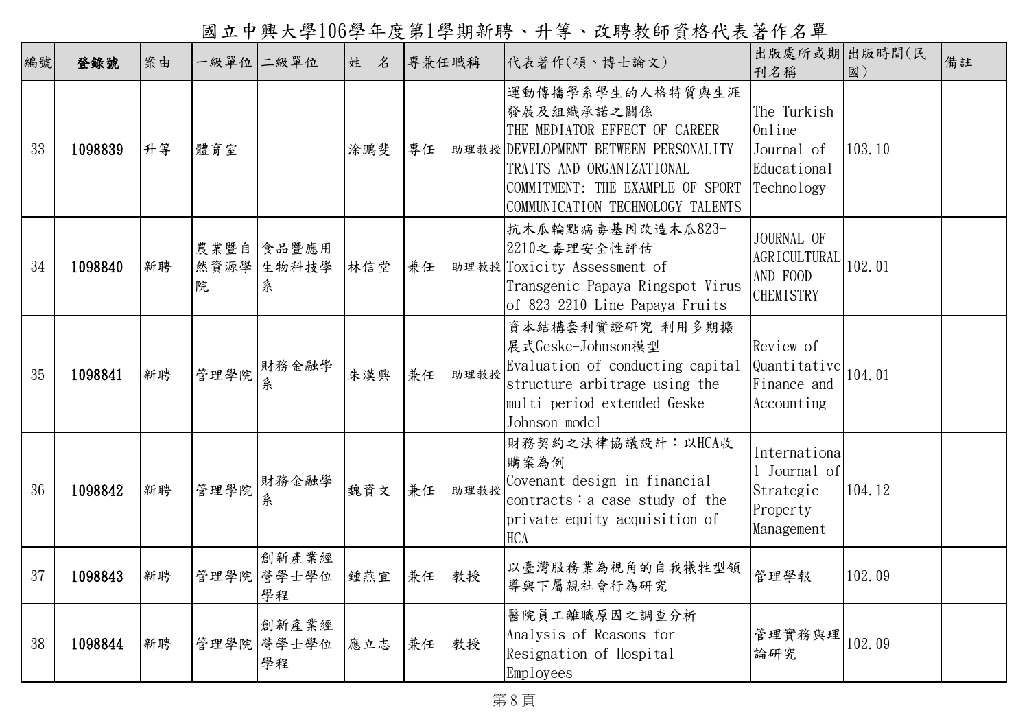# 國立中興大學106學年度第1學期新聘、升等、改聘教師資格代表著作名單

| 編號 | 登錄號 | 案由 | 一級單位 | 二級單位 | 姓　名 | 專兼任 | 職稱 | 代表著作(碩、博士論文) | 出版處所或期刊名稱 | 出版時間(民國) | 備註 |
|---|---|---|---|---|---|---|---|---|---|---|---|
| 33 | **1098839** | 升等 | 體育室 | | 涂鵬斐 | 專任 | 助理教授 | 運動傳播學系學生的人格特質與生涯發展及組織承諾之關係 THE MEDIATOR EFFECT OF CAREER DEVELOPMENT BETWEEN PERSONALITY TRAITS AND ORGANIZATIONAL COMMITMENT: THE EXAMPLE OF SPORT COMMUNICATION TECHNOLOGY TALENTS | The Turkish Online Journal of Educational Technology | 103.10 | |
| 34 | **1098840** | 新聘 | 農業暨自然資源學院 | 食品暨應用生物科技學系 | 林信堂 | 兼任 | 助理教授 | 抗木瓜輪點病毒基因改造木瓜823-2210之毒理安全性評估 Toxicity Assessment of Transgenic Papaya Ringspot Virus of 823-2210 Line Papaya Fruits | JOURNAL OF AGRICULTURAL AND FOOD CHEMISTRY | 102.01 | |
| 35 | **1098841** | 新聘 | 管理學院 | 財務金融學系 | 朱漢興 | 兼任 | 助理教授 | 資本結構套利實證研究-利用多期擴展式Geske-Johnson模型 Evaluation of conducting capital structure arbitrage using the multi-period extended Geske-Johnson model | Review of Quantitative Finance and Accounting | 104.01 | |
| 36 | **1098842** | 新聘 | 管理學院 | 財務金融學系 | 魏資文 | 兼任 | 助理教授 | 財務契約之法律協議設計：以HCA收購案為例 Covenant design in financial contracts：a case study of the private equity acquisition of HCA | International Journal of Strategic Property Management | 104.12 | |
| 37 | **1098843** | 新聘 | 管理學院 | 創新產業經營學士學位學程 | 鍾燕宜 | 兼任 | 教授 | 以臺灣服務業為視角的自我犧牲型領導與下屬親社會行為研究 | 管理學報 | 102.09 | |
| 38 | **1098844** | 新聘 | 管理學院 | 創新產業經營學士學位學程 | 應立志 | 兼任 | 教授 | 醫院員工離職原因之調查分析 Analysis of Reasons for Resignation of Hospital Employees | 管理實務與理論研究 | 102.09 | |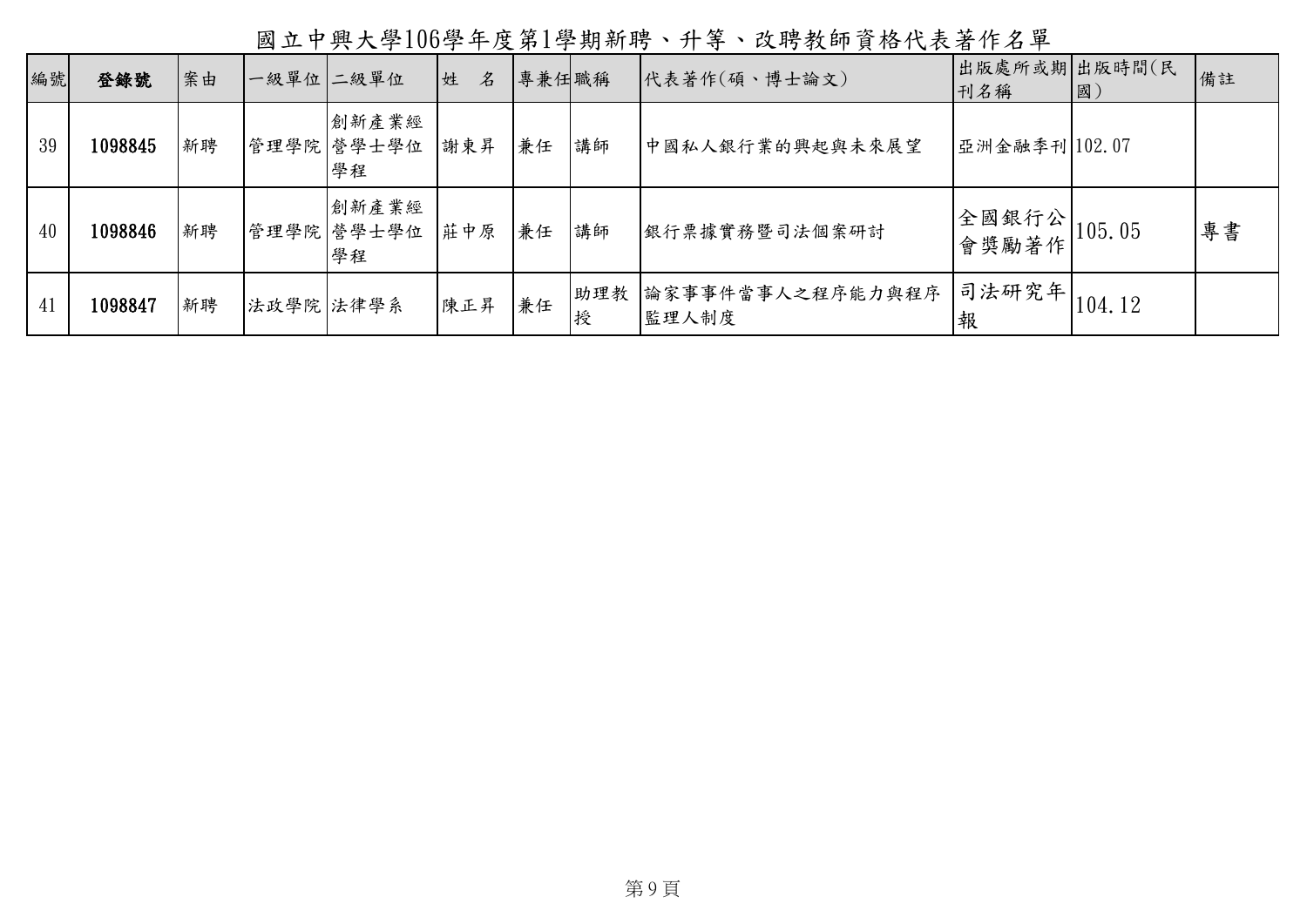# 國立中興大學106學年度第1學期新聘、升等、改聘教師資格代表著作名單

| 編號 | 登錄號 | 案由 | 一級單位 | 二級單位 | 姓　名 | 專兼任 | 職稱 | 代表著作(碩、博士論文) | 出版處所或期刊名稱 | 出版時間(民國) | 備註 |
|---|---|---|---|---|---|---|---|---|---|---|---|
| 39 | 1098845 | 新聘 | 管理學院 | 創新產業經營學士學位學程 | 謝東昇 | 兼任 | 講師 | 中國私人銀行業的興起與未來展望 | 亞洲金融季刊 | 102.07 | |
| 40 | 1098846 | 新聘 | 管理學院 | 創新產業經營學士學位學程 | 莊中原 | 兼任 | 講師 | 銀行票據實務暨司法個案研討 | 全國銀行公會獎勵著作 | 105.05 | 專書 |
| 41 | 1098847 | 新聘 | 法政學院 | 法律學系 | 陳正昇 | 兼任 | 助理教授 | 論家事事件當事人之程序能力與程序監理人制度 | 司法研究年報 | 104.12 | |